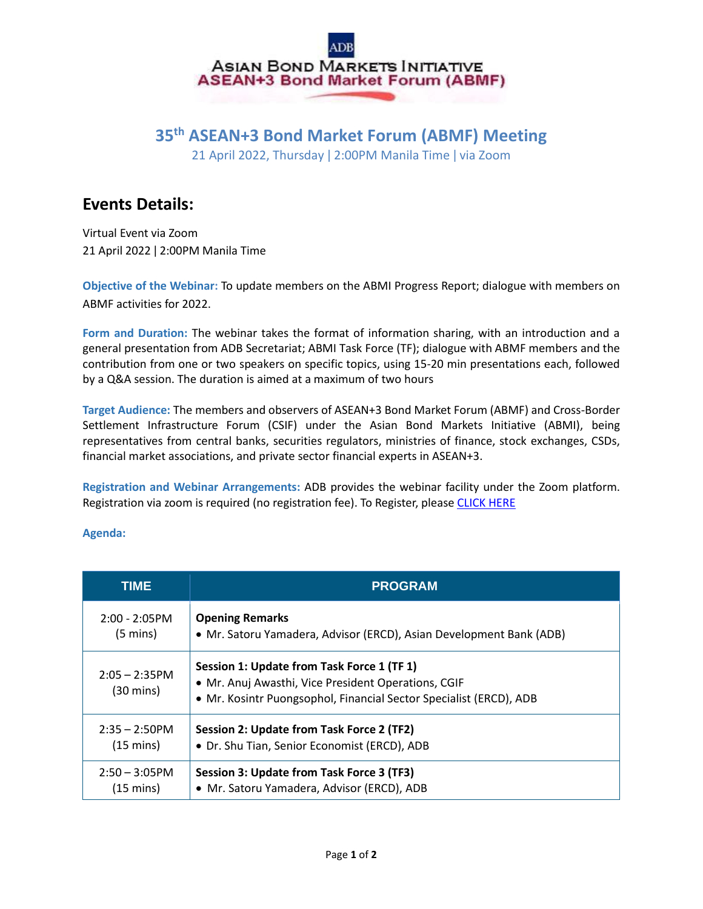ADB

ASIAN BOND MARKETS INITIATIVE
ASEAN+3 Bond Market Forum (ABMF)

# 35th ASEAN+3 Bond Market Forum (ABMF) Meeting

21 April 2022, Thursday | 2:00PM Manila Time | via Zoom

## Events Details:

Virtual Event via Zoom
21 April 2022 | 2:00PM Manila Time

**Objective of the Webinar:** To update members on the ABMI Progress Report; dialogue with members on ABMF activities for 2022.

**Form and Duration:** The webinar takes the format of information sharing, with an introduction and a general presentation from ADB Secretariat; ABMI Task Force (TF); dialogue with ABMF members and the contribution from one or two speakers on specific topics, using 15-20 min presentations each, followed by a Q&A session. The duration is aimed at a maximum of two hours

**Target Audience:** The members and observers of ASEAN+3 Bond Market Forum (ABMF) and Cross-Border Settlement Infrastructure Forum (CSIF) under the Asian Bond Markets Initiative (ABMI), being representatives from central banks, securities regulators, ministries of finance, stock exchanges, CSDs, financial market associations, and private sector financial experts in ASEAN+3.

**Registration and Webinar Arrangements:** ADB provides the webinar facility under the Zoom platform. Registration via zoom is required (no registration fee). To Register, please CLICK HERE

**Agenda:**

| TIME | PROGRAM |
|---|---|
| 2:00 - 2:05PM (5 mins) | **Opening Remarks**<br>• Mr. Satoru Yamadera, Advisor (ERCD), Asian Development Bank (ADB) |
| 2:05 – 2:35PM (30 mins) | **Session 1: Update from Task Force 1 (TF 1)**<br>• Mr. Anuj Awasthi, Vice President Operations, CGIF<br>• Mr. Kosintr Puongsophol, Financial Sector Specialist (ERCD), ADB |
| 2:35 – 2:50PM (15 mins) | **Session 2: Update from Task Force 2 (TF2)**<br>• Dr. Shu Tian, Senior Economist (ERCD), ADB |
| 2:50 – 3:05PM (15 mins) | **Session 3: Update from Task Force 3 (TF3)**<br>• Mr. Satoru Yamadera, Advisor (ERCD), ADB |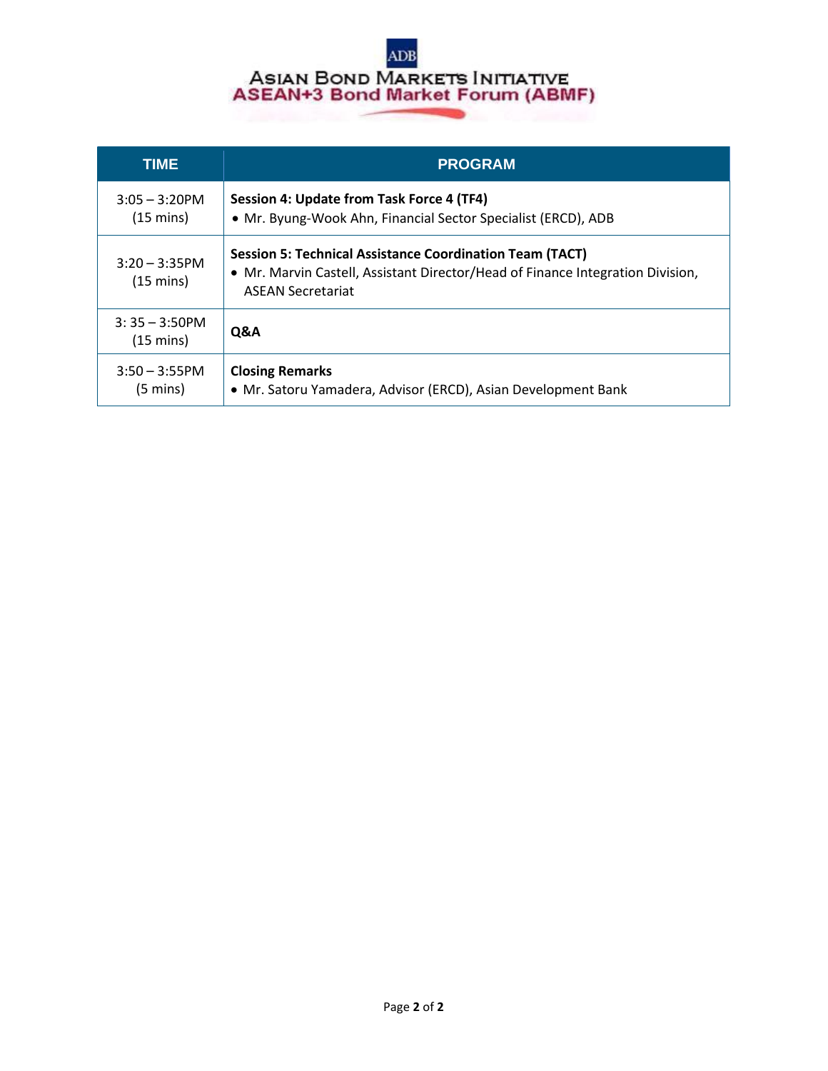Asian Bond Markets Initiative
ASEAN+3 Bond Market Forum (ABMF)

| TIME | PROGRAM |
| --- | --- |
| 3:05 – 3:20PM (15 mins) | **Session 4: Update from Task Force 4 (TF4)**<br>• Mr. Byung-Wook Ahn, Financial Sector Specialist (ERCD), ADB |
| 3:20 – 3:35PM (15 mins) | **Session 5: Technical Assistance Coordination Team (TACT)**<br>• Mr. Marvin Castell, Assistant Director/Head of Finance Integration Division, ASEAN Secretariat |
| 3: 35 – 3:50PM (15 mins) | **Q&A** |
| 3:50 – 3:55PM (5 mins) | **Closing Remarks**<br>• Mr. Satoru Yamadera, Advisor (ERCD), Asian Development Bank |